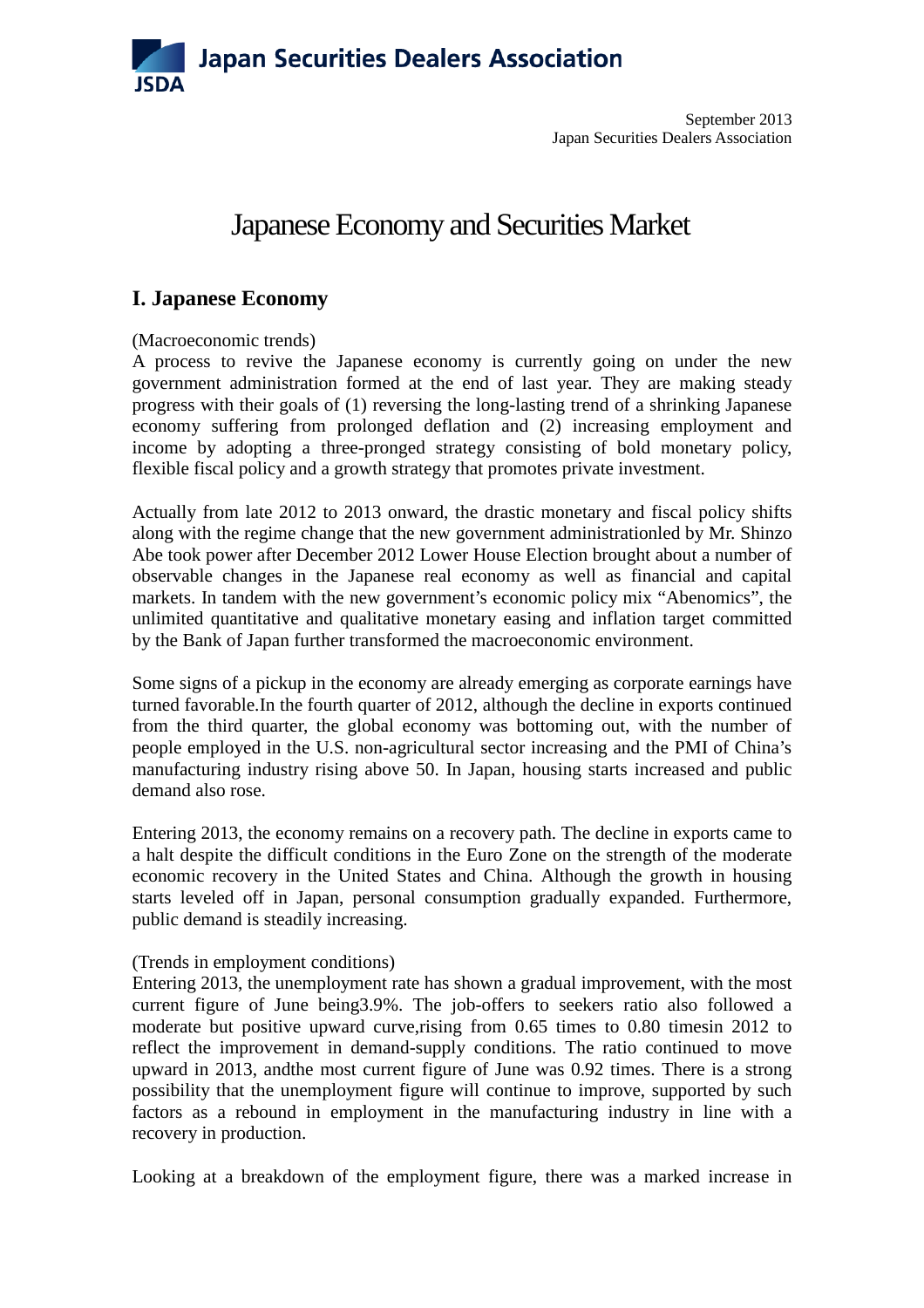Japan Securities Dealers Association

JSDA

September 2013
Japan Securities Dealers Association

# Japanese Economy and Securities Market

## I. Japanese Economy

(Macroeconomic trends)
A process to revive the Japanese economy is currently going on under the new government administration formed at the end of last year. They are making steady progress with their goals of (1) reversing the long-lasting trend of a shrinking Japanese economy suffering from prolonged deflation and (2) increasing employment and income by adopting a three-pronged strategy consisting of bold monetary policy, flexible fiscal policy and a growth strategy that promotes private investment.

Actually from late 2012 to 2013 onward, the drastic monetary and fiscal policy shifts along with the regime change that the new government administrationled by Mr. Shinzo Abe took power after December 2012 Lower House Election brought about a number of observable changes in the Japanese real economy as well as financial and capital markets. In tandem with the new government's economic policy mix "Abenomics", the unlimited quantitative and qualitative monetary easing and inflation target committed by the Bank of Japan further transformed the macroeconomic environment.

Some signs of a pickup in the economy are already emerging as corporate earnings have turned favorable.In the fourth quarter of 2012, although the decline in exports continued from the third quarter, the global economy was bottoming out, with the number of people employed in the U.S. non-agricultural sector increasing and the PMI of China's manufacturing industry rising above 50. In Japan, housing starts increased and public demand also rose.

Entering 2013, the economy remains on a recovery path. The decline in exports came to a halt despite the difficult conditions in the Euro Zone on the strength of the moderate economic recovery in the United States and China. Although the growth in housing starts leveled off in Japan, personal consumption gradually expanded. Furthermore, public demand is steadily increasing.

(Trends in employment conditions)
Entering 2013, the unemployment rate has shown a gradual improvement, with the most current figure of June being3.9%. The job-offers to seekers ratio also followed a moderate but positive upward curve,rising from 0.65 times to 0.80 timesin 2012 to reflect the improvement in demand-supply conditions. The ratio continued to move upward in 2013, andthe most current figure of June was 0.92 times. There is a strong possibility that the unemployment figure will continue to improve, supported by such factors as a rebound in employment in the manufacturing industry in line with a recovery in production.

Looking at a breakdown of the employment figure, there was a marked increase in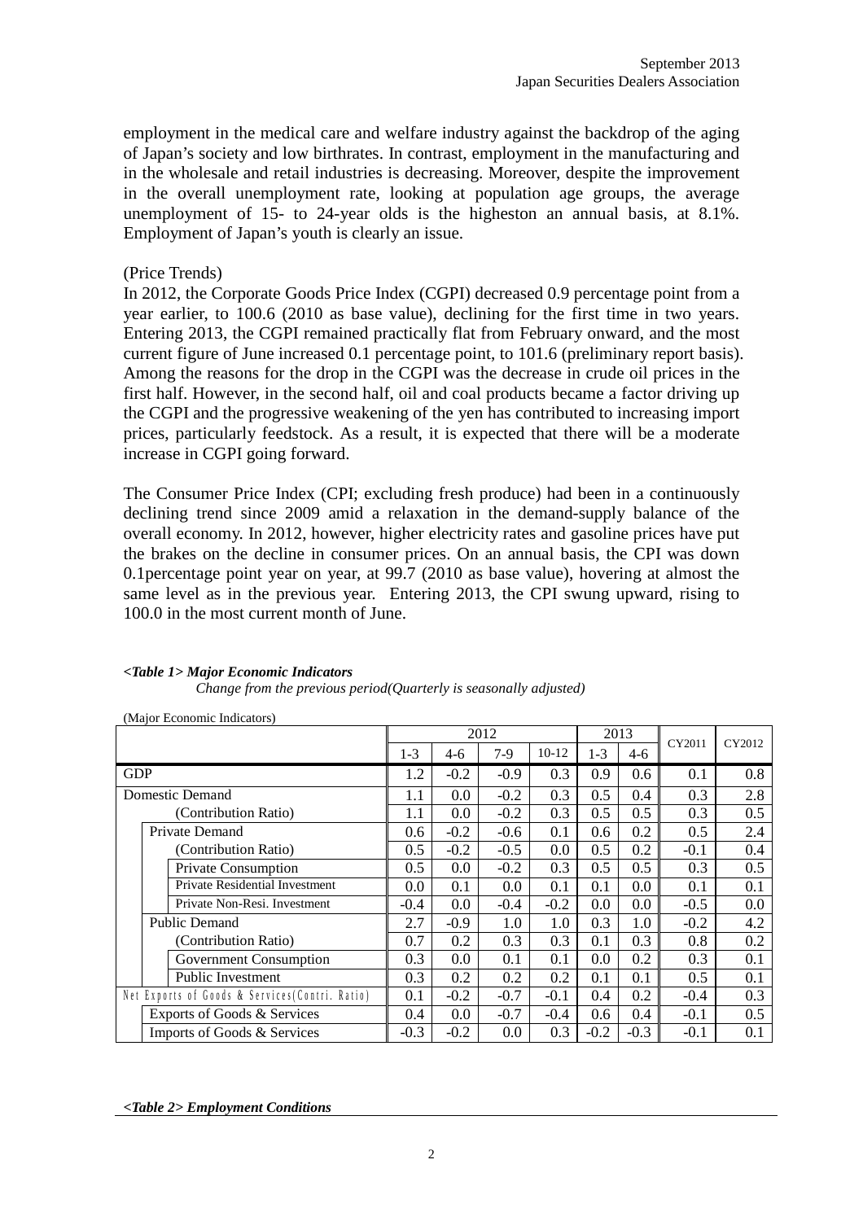employment in the medical care and welfare industry against the backdrop of the aging of Japan's society and low birthrates. In contrast, employment in the manufacturing and in the wholesale and retail industries is decreasing. Moreover, despite the improvement in the overall unemployment rate, looking at population age groups, the average unemployment of 15- to 24-year olds is the higheston an annual basis, at 8.1%. Employment of Japan's youth is clearly an issue.

(Price Trends)

In 2012, the Corporate Goods Price Index (CGPI) decreased 0.9 percentage point from a year earlier, to 100.6 (2010 as base value), declining for the first time in two years. Entering 2013, the CGPI remained practically flat from February onward, and the most current figure of June increased 0.1 percentage point, to 101.6 (preliminary report basis). Among the reasons for the drop in the CGPI was the decrease in crude oil prices in the first half. However, in the second half, oil and coal products became a factor driving up the CGPI and the progressive weakening of the yen has contributed to increasing import prices, particularly feedstock. As a result, it is expected that there will be a moderate increase in CGPI going forward.

The Consumer Price Index (CPI; excluding fresh produce) had been in a continuously declining trend since 2009 amid a relaxation in the demand-supply balance of the overall economy. In 2012, however, higher electricity rates and gasoline prices have put the brakes on the decline in consumer prices. On an annual basis, the CPI was down 0.1percentage point year on year, at 99.7 (2010 as base value), hovering at almost the same level as in the previous year. Entering 2013, the CPI swung upward, rising to 100.0 in the most current month of June.

***<Table 1> Major Economic Indicators***

*Change from the previous period(Quarterly is seasonally adjusted)*

(Major Economic Indicators)

| | 2012 | | | | 2013 | | CY2011 | CY2012 |
|---|---|---|---|---|---|---|---|---|
| | 1-3 | 4-6 | 7-9 | 10-12 | 1-3 | 4-6 | | |
| GDP | 1.2 | -0.2 | -0.9 | 0.3 | 0.9 | 0.6 | 0.1 | 0.8 |
| Domestic Demand | 1.1 | 0.0 | -0.2 | 0.3 | 0.5 | 0.4 | 0.3 | 2.8 |
| (Contribution Ratio) | 1.1 | 0.0 | -0.2 | 0.3 | 0.5 | 0.5 | 0.3 | 0.5 |
| Private Demand | 0.6 | -0.2 | -0.6 | 0.1 | 0.6 | 0.2 | 0.5 | 2.4 |
| (Contribution Ratio) | 0.5 | -0.2 | -0.5 | 0.0 | 0.5 | 0.2 | -0.1 | 0.4 |
| Private Consumption | 0.5 | 0.0 | -0.2 | 0.3 | 0.5 | 0.5 | 0.3 | 0.5 |
| Private Residential Investment | 0.0 | 0.1 | 0.0 | 0.1 | 0.1 | 0.0 | 0.1 | 0.1 |
| Private Non-Resi. Investment | -0.4 | 0.0 | -0.4 | -0.2 | 0.0 | 0.0 | -0.5 | 0.0 |
| Public Demand | 2.7 | -0.9 | 1.0 | 1.0 | 0.3 | 1.0 | -0.2 | 4.2 |
| (Contribution Ratio) | 0.7 | 0.2 | 0.3 | 0.3 | 0.1 | 0.3 | 0.8 | 0.2 |
| Government Consumption | 0.3 | 0.0 | 0.1 | 0.1 | 0.0 | 0.2 | 0.3 | 0.1 |
| Public Investment | 0.3 | 0.2 | 0.2 | 0.2 | 0.1 | 0.1 | 0.5 | 0.1 |
| Net Exports of Goods & Services(Contri. Ratio) | 0.1 | -0.2 | -0.7 | -0.1 | 0.4 | 0.2 | -0.4 | 0.3 |
| Exports of Goods & Services | 0.4 | 0.0 | -0.7 | -0.4 | 0.6 | 0.4 | -0.1 | 0.5 |
| Imports of Goods & Services | -0.3 | -0.2 | 0.0 | 0.3 | -0.2 | -0.3 | -0.1 | 0.1 |

***<Table 2> Employment Conditions***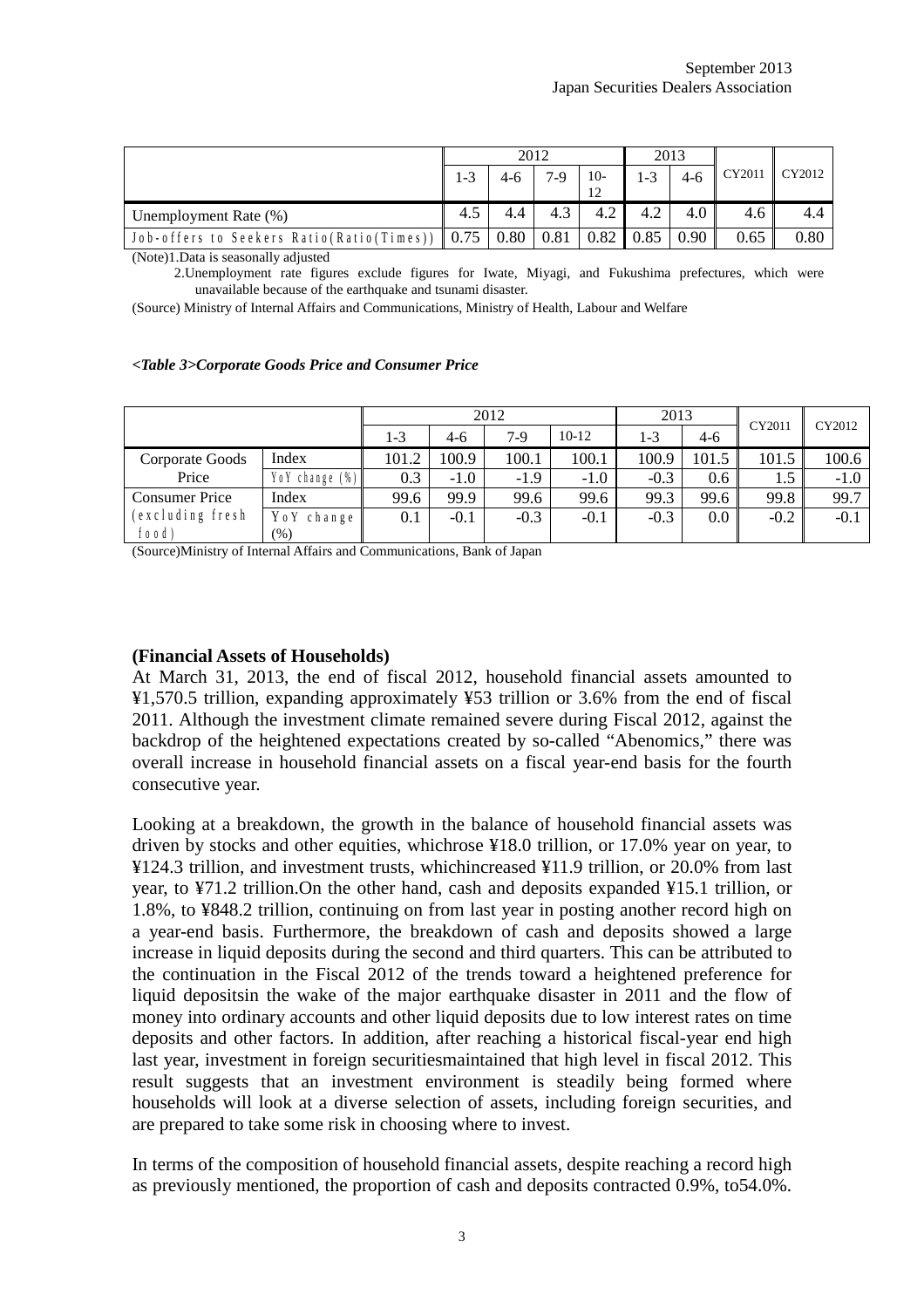|  | 2012 | | | | 2013 | | CY2011 | CY2012 |
|---|---|---|---|---|---|---|---|---|
|  | 1-3 | 4-6 | 7-9 | 10-12 | 1-3 | 4-6 |  |  |
| Unemployment Rate (%) | 4.5 | 4.4 | 4.3 | 4.2 | 4.2 | 4.0 | 4.6 | 4.4 |
| Job-offers to Seekers Ratio(Ratio(Times)) | 0.75 | 0.80 | 0.81 | 0.82 | 0.85 | 0.90 | 0.65 | 0.80 |

(Note)1.Data is seasonally adjusted

2.Unemployment rate figures exclude figures for Iwate, Miyagi, and Fukushima prefectures, which were unavailable because of the earthquake and tsunami disaster.

(Source) Ministry of Internal Affairs and Communications, Ministry of Health, Labour and Welfare

***<Table 3>Corporate Goods Price and Consumer Price***

|  |  | 2012 | | | | 2013 | | CY2011 | CY2012 |
|---|---|---|---|---|---|---|---|---|---|
|  |  | 1-3 | 4-6 | 7-9 | 10-12 | 1-3 | 4-6 |  |  |
| Corporate Goods Price | Index | 101.2 | 100.9 | 100.1 | 100.1 | 100.9 | 101.5 | 101.5 | 100.6 |
|  | YoY change (%) | 0.3 | -1.0 | -1.9 | -1.0 | -0.3 | 0.6 | 1.5 | -1.0 |
| Consumer Price (excluding fresh food) | Index | 99.6 | 99.9 | 99.6 | 99.6 | 99.3 | 99.6 | 99.8 | 99.7 |
|  | YoY change (%) | 0.1 | -0.1 | -0.3 | -0.1 | -0.3 | 0.0 | -0.2 | -0.1 |

(Source)Ministry of Internal Affairs and Communications, Bank of Japan

**(Financial Assets of Households)**

At March 31, 2013, the end of fiscal 2012, household financial assets amounted to ¥1,570.5 trillion, expanding approximately ¥53 trillion or 3.6% from the end of fiscal 2011. Although the investment climate remained severe during Fiscal 2012, against the backdrop of the heightened expectations created by so-called "Abenomics," there was overall increase in household financial assets on a fiscal year-end basis for the fourth consecutive year.

Looking at a breakdown, the growth in the balance of household financial assets was driven by stocks and other equities, whichrose ¥18.0 trillion, or 17.0% year on year, to ¥124.3 trillion, and investment trusts, whichincreased ¥11.9 trillion, or 20.0% from last year, to ¥71.2 trillion.On the other hand, cash and deposits expanded ¥15.1 trillion, or 1.8%, to ¥848.2 trillion, continuing on from last year in posting another record high on a year-end basis. Furthermore, the breakdown of cash and deposits showed a large increase in liquid deposits during the second and third quarters. This can be attributed to the continuation in the Fiscal 2012 of the trends toward a heightened preference for liquid depositsin the wake of the major earthquake disaster in 2011 and the flow of money into ordinary accounts and other liquid deposits due to low interest rates on time deposits and other factors. In addition, after reaching a historical fiscal-year end high last year, investment in foreign securitiesmaintained that high level in fiscal 2012. This result suggests that an investment environment is steadily being formed where households will look at a diverse selection of assets, including foreign securities, and are prepared to take some risk in choosing where to invest.

In terms of the composition of household financial assets, despite reaching a record high as previously mentioned, the proportion of cash and deposits contracted 0.9%, to54.0%.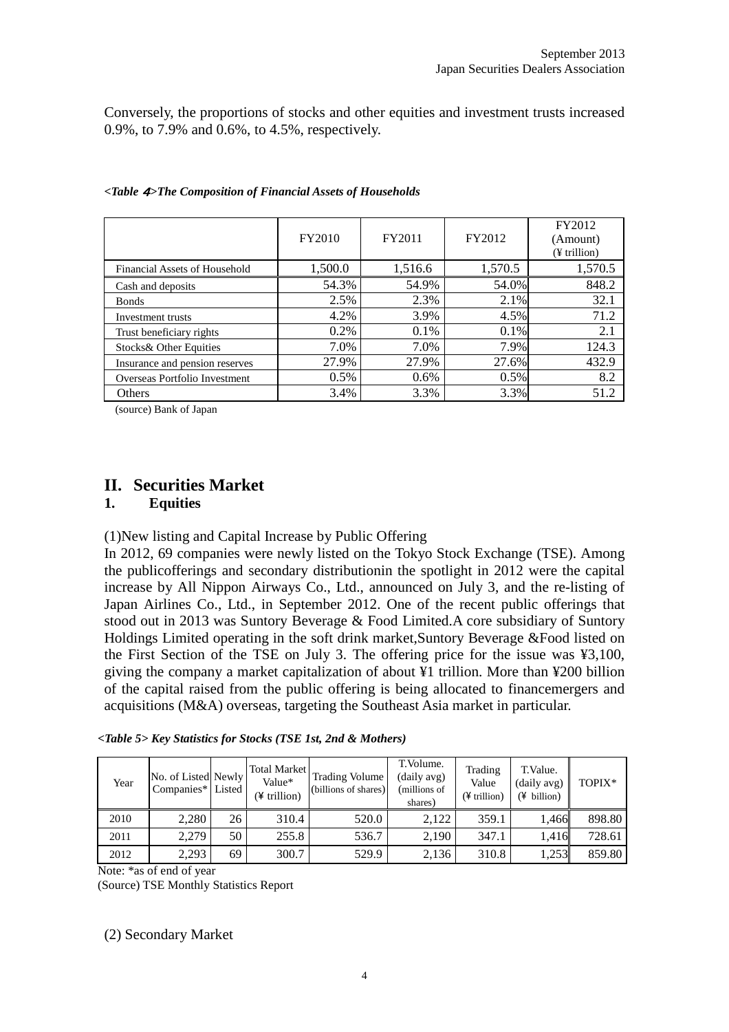Conversely, the proportions of stocks and other equities and investment trusts increased 0.9%, to 7.9% and 0.6%, to 4.5%, respectively.

***<Table 4>The Composition of Financial Assets of Households***

| | FY2010 | FY2011 | FY2012 | FY2012 (Amount) (¥ trillion) |
|---|---|---|---|---|
| Financial Assets of Household | 1,500.0 | 1,516.6 | 1,570.5 | 1,570.5 |
| Cash and deposits | 54.3% | 54.9% | 54.0% | 848.2 |
| Bonds | 2.5% | 2.3% | 2.1% | 32.1 |
| Investment trusts | 4.2% | 3.9% | 4.5% | 71.2 |
| Trust beneficiary rights | 0.2% | 0.1% | 0.1% | 2.1 |
| Stocks& Other Equities | 7.0% | 7.0% | 7.9% | 124.3 |
| Insurance and pension reserves | 27.9% | 27.9% | 27.6% | 432.9 |
| Overseas Portfolio Investment | 0.5% | 0.6% | 0.5% | 8.2 |
| Others | 3.4% | 3.3% | 3.3% | 51.2 |

(source) Bank of Japan

# II. Securities Market

## 1. Equities

(1)New listing and Capital Increase by Public Offering

In 2012, 69 companies were newly listed on the Tokyo Stock Exchange (TSE). Among the publicofferings and secondary distributionin the spotlight in 2012 were the capital increase by All Nippon Airways Co., Ltd., announced on July 3, and the re-listing of Japan Airlines Co., Ltd., in September 2012. One of the recent public offerings that stood out in 2013 was Suntory Beverage & Food Limited.A core subsidiary of Suntory Holdings Limited operating in the soft drink market,Suntory Beverage &Food listed on the First Section of the TSE on July 3. The offering price for the issue was ¥3,100, giving the company a market capitalization of about ¥1 trillion. More than ¥200 billion of the capital raised from the public offering is being allocated to financemergers and acquisitions (M&A) overseas, targeting the Southeast Asia market in particular.

***<Table 5> Key Statistics for Stocks (TSE 1st, 2nd & Mothers)***

| Year | No. of Listed Companies* | Newly Listed | Total Market Value* (¥ trillion) | Trading Volume (billions of shares) | T.Volume. (daily avg) (millions of shares) | Trading Value (¥ trillion) | T.Value. (daily avg) (¥ billion) | TOPIX* |
|---|---|---|---|---|---|---|---|---|
| 2010 | 2,280 | 26 | 310.4 | 520.0 | 2,122 | 359.1 | 1,466 | 898.80 |
| 2011 | 2,279 | 50 | 255.8 | 536.7 | 2,190 | 347.1 | 1,416 | 728.61 |
| 2012 | 2,293 | 69 | 300.7 | 529.9 | 2,136 | 310.8 | 1,253 | 859.80 |

Note: *as of end of year

(Source) TSE Monthly Statistics Report

(2) Secondary Market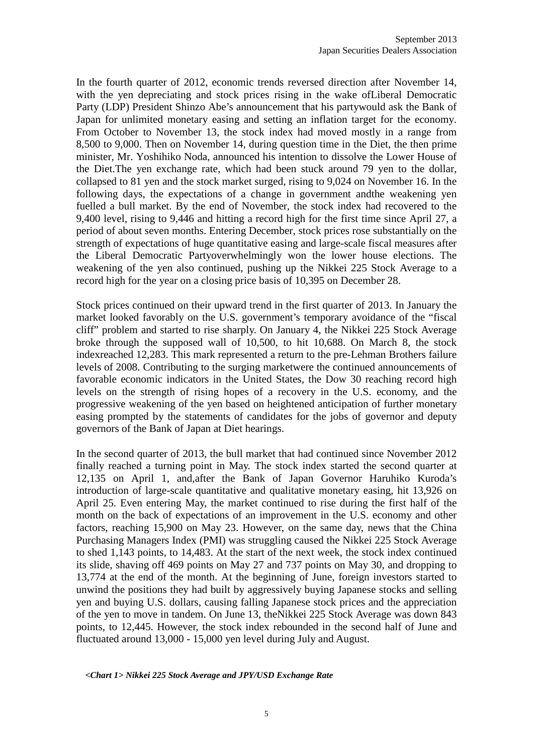In the fourth quarter of 2012, economic trends reversed direction after November 14, with the yen depreciating and stock prices rising in the wake ofLiberal Democratic Party (LDP) President Shinzo Abe's announcement that his partywould ask the Bank of Japan for unlimited monetary easing and setting an inflation target for the economy. From October to November 13, the stock index had moved mostly in a range from 8,500 to 9,000. Then on November 14, during question time in the Diet, the then prime minister, Mr. Yoshihiko Noda, announced his intention to dissolve the Lower House of the Diet.The yen exchange rate, which had been stuck around 79 yen to the dollar, collapsed to 81 yen and the stock market surged, rising to 9,024 on November 16. In the following days, the expectations of a change in government andthe weakening yen fuelled a bull market. By the end of November, the stock index had recovered to the 9,400 level, rising to 9,446 and hitting a record high for the first time since April 27, a period of about seven months. Entering December, stock prices rose substantially on the strength of expectations of huge quantitative easing and large-scale fiscal measures after the Liberal Democratic Partyoverwhelmingly won the lower house elections. The weakening of the yen also continued, pushing up the Nikkei 225 Stock Average to a record high for the year on a closing price basis of 10,395 on December 28.

Stock prices continued on their upward trend in the first quarter of 2013. In January the market looked favorably on the U.S. government's temporary avoidance of the "fiscal cliff" problem and started to rise sharply. On January 4, the Nikkei 225 Stock Average broke through the supposed wall of 10,500, to hit 10,688. On March 8, the stock indexreached 12,283. This mark represented a return to the pre-Lehman Brothers failure levels of 2008. Contributing to the surging marketwere the continued announcements of favorable economic indicators in the United States, the Dow 30 reaching record high levels on the strength of rising hopes of a recovery in the U.S. economy, and the progressive weakening of the yen based on heightened anticipation of further monetary easing prompted by the statements of candidates for the jobs of governor and deputy governors of the Bank of Japan at Diet hearings.

In the second quarter of 2013, the bull market that had continued since November 2012 finally reached a turning point in May. The stock index started the second quarter at 12,135 on April 1, and,after the Bank of Japan Governor Haruhiko Kuroda's introduction of large-scale quantitative and qualitative monetary easing, hit 13,926 on April 25. Even entering May, the market continued to rise during the first half of the month on the back of expectations of an improvement in the U.S. economy and other factors, reaching 15,900 on May 23. However, on the same day, news that the China Purchasing Managers Index (PMI) was struggling caused the Nikkei 225 Stock Average to shed 1,143 points, to 14,483. At the start of the next week, the stock index continued its slide, shaving off 469 points on May 27 and 737 points on May 30, and dropping to 13,774 at the end of the month. At the beginning of June, foreign investors started to unwind the positions they had built by aggressively buying Japanese stocks and selling yen and buying U.S. dollars, causing falling Japanese stock prices and the appreciation of the yen to move in tandem. On June 13, theNikkei 225 Stock Average was down 843 points, to 12,445. However, the stock index rebounded in the second half of June and fluctuated around 13,000 - 15,000 yen level during July and August.

***<Chart 1> Nikkei 225 Stock Average and JPY/USD Exchange Rate***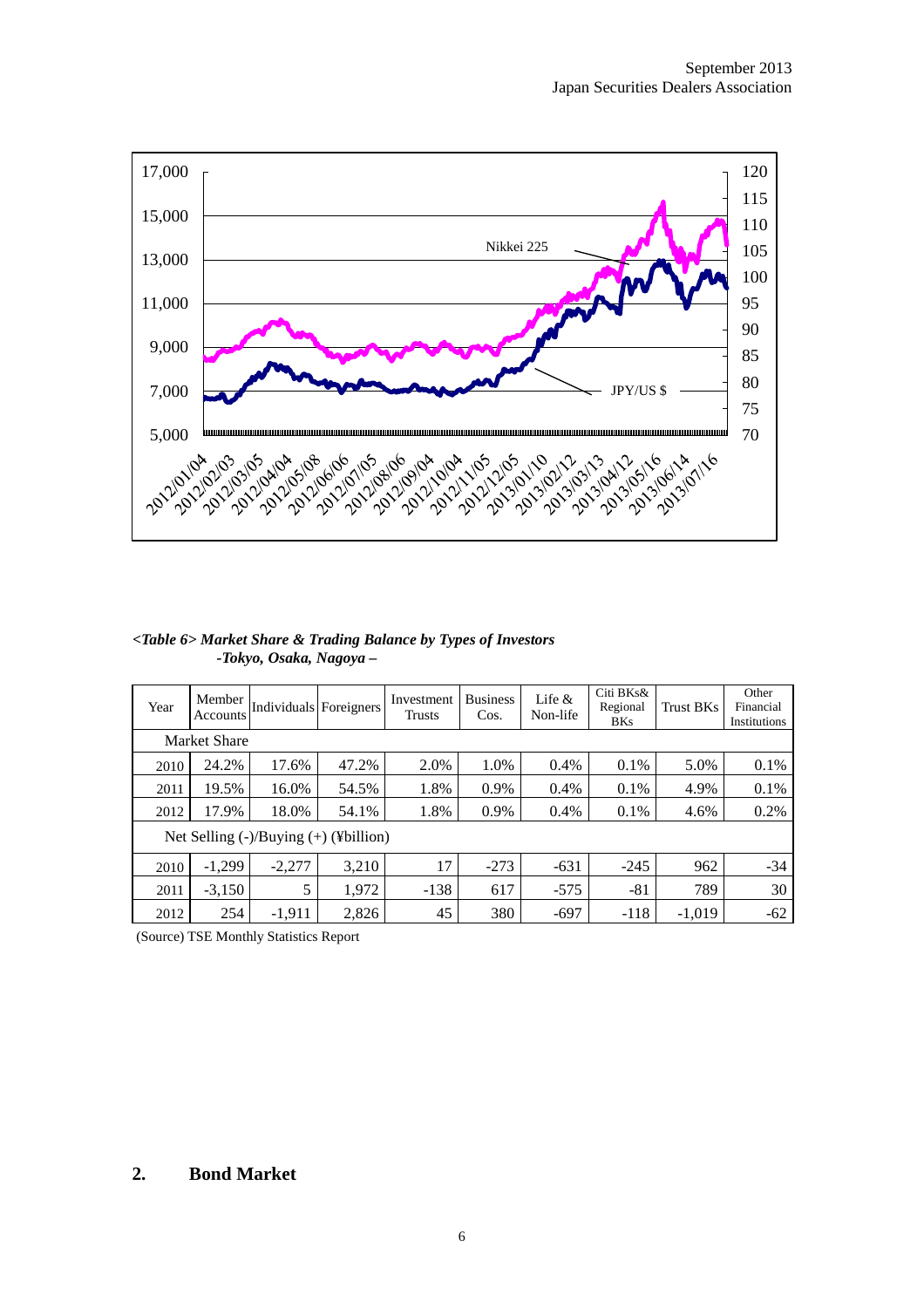*<Table 6> Market Share & Trading Balance by Types of Investors*
*-Tokyo, Osaka, Nagoya –*

| Year | Member Accounts | Individuals | Foreigners | Investment Trusts | Business Cos. | Life & Non-life | Citi BKs& Regional BKs | Trust BKs | Other Financial Institutions |
|---|---|---|---|---|---|---|---|---|---|
| Market Share | | | | | | | | | |
| 2010 | 24.2% | 17.6% | 47.2% | 2.0% | 1.0% | 0.4% | 0.1% | 5.0% | 0.1% |
| 2011 | 19.5% | 16.0% | 54.5% | 1.8% | 0.9% | 0.4% | 0.1% | 4.9% | 0.1% |
| 2012 | 17.9% | 18.0% | 54.1% | 1.8% | 0.9% | 0.4% | 0.1% | 4.6% | 0.2% |
| Net Selling (-)/Buying (+) (¥billion) | | | | | | | | | |
| 2010 | -1,299 | -2,277 | 3,210 | 17 | -273 | -631 | -245 | 962 | -34 |
| 2011 | -3,150 | 5 | 1,972 | -138 | 617 | -575 | -81 | 789 | 30 |
| 2012 | 254 | -1,911 | 2,826 | 45 | 380 | -697 | -118 | -1,019 | -62 |

(Source) TSE Monthly Statistics Report

## 2. Bond Market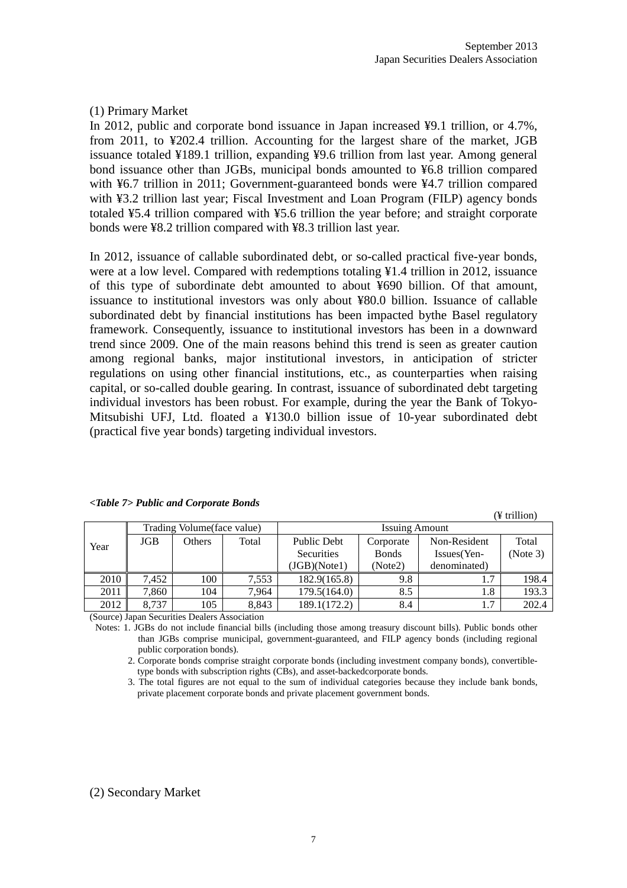(1) Primary Market

In 2012, public and corporate bond issuance in Japan increased ¥9.1 trillion, or 4.7%, from 2011, to ¥202.4 trillion. Accounting for the largest share of the market, JGB issuance totaled ¥189.1 trillion, expanding ¥9.6 trillion from last year. Among general bond issuance other than JGBs, municipal bonds amounted to ¥6.8 trillion compared with ¥6.7 trillion in 2011; Government-guaranteed bonds were ¥4.7 trillion compared with ¥3.2 trillion last year; Fiscal Investment and Loan Program (FILP) agency bonds totaled ¥5.4 trillion compared with ¥5.6 trillion the year before; and straight corporate bonds were ¥8.2 trillion compared with ¥8.3 trillion last year.

In 2012, issuance of callable subordinated debt, or so-called practical five-year bonds, were at a low level. Compared with redemptions totaling ¥1.4 trillion in 2012, issuance of this type of subordinate debt amounted to about ¥690 billion. Of that amount, issuance to institutional investors was only about ¥80.0 billion. Issuance of callable subordinated debt by financial institutions has been impacted bythe Basel regulatory framework. Consequently, issuance to institutional investors has been in a downward trend since 2009. One of the main reasons behind this trend is seen as greater caution among regional banks, major institutional investors, in anticipation of stricter regulations on using other financial institutions, etc., as counterparties when raising capital, or so-called double gearing. In contrast, issuance of subordinated debt targeting individual investors has been robust. For example, during the year the Bank of Tokyo-Mitsubishi UFJ, Ltd. floated a ¥130.0 billion issue of 10-year subordinated debt (practical five year bonds) targeting individual investors.

***<Table 7> Public and Corporate Bonds***

(¥ trillion)

| Year | Trading Volume(face value) | | | Issuing Amount | | | |
|---|---|---|---|---|---|---|---|
| | JGB | Others | Total | Public Debt Securities (JGB)(Note1) | Corporate Bonds (Note2) | Non-Resident Issues(Yen-denominated) | Total (Note 3) |
| 2010 | 7,452 | 100 | 7,553 | 182.9(165.8) | 9.8 | 1.7 | 198.4 |
| 2011 | 7,860 | 104 | 7,964 | 179.5(164.0) | 8.5 | 1.8 | 193.3 |
| 2012 | 8,737 | 105 | 8,843 | 189.1(172.2) | 8.4 | 1.7 | 202.4 |

(Source) Japan Securities Dealers Association

Notes: 1. JGBs do not include financial bills (including those among treasury discount bills). Public bonds other than JGBs comprise municipal, government-guaranteed, and FILP agency bonds (including regional public corporation bonds).

2. Corporate bonds comprise straight corporate bonds (including investment company bonds), convertible-type bonds with subscription rights (CBs), and asset-backedcorporate bonds.

3. The total figures are not equal to the sum of individual categories because they include bank bonds, private placement corporate bonds and private placement government bonds.

(2) Secondary Market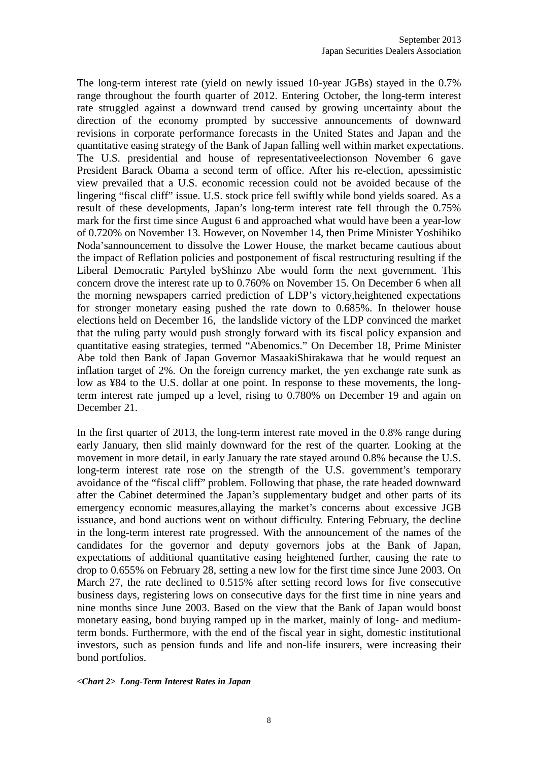The long-term interest rate (yield on newly issued 10-year JGBs) stayed in the 0.7% range throughout the fourth quarter of 2012. Entering October, the long-term interest rate struggled against a downward trend caused by growing uncertainty about the direction of the economy prompted by successive announcements of downward revisions in corporate performance forecasts in the United States and Japan and the quantitative easing strategy of the Bank of Japan falling well within market expectations. The U.S. presidential and house of representativeelectionson November 6 gave President Barack Obama a second term of office. After his re-election, apessimistic view prevailed that a U.S. economic recession could not be avoided because of the lingering “fiscal cliff” issue. U.S. stock price fell swiftly while bond yields soared. As a result of these developments, Japan’s long-term interest rate fell through the 0.75% mark for the first time since August 6 and approached what would have been a year-low of 0.720% on November 13. However, on November 14, then Prime Minister Yoshihiko Noda’sannouncement to dissolve the Lower House, the market became cautious about the impact of Reflation policies and postponement of fiscal restructuring resulting if the Liberal Democratic Partyled byShinzo Abe would form the next government. This concern drove the interest rate up to 0.760% on November 15. On December 6 when all the morning newspapers carried prediction of LDP’s victory,heightened expectations for stronger monetary easing pushed the rate down to 0.685%. In thelower house elections held on December 16, the landslide victory of the LDP convinced the market that the ruling party would push strongly forward with its fiscal policy expansion and quantitative easing strategies, termed “Abenomics.” On December 18, Prime Minister Abe told then Bank of Japan Governor MasaakiShirakawa that he would request an inflation target of 2%. On the foreign currency market, the yen exchange rate sunk as low as ¥84 to the U.S. dollar at one point. In response to these movements, the long-term interest rate jumped up a level, rising to 0.780% on December 19 and again on December 21.

In the first quarter of 2013, the long-term interest rate moved in the 0.8% range during early January, then slid mainly downward for the rest of the quarter. Looking at the movement in more detail, in early January the rate stayed around 0.8% because the U.S. long-term interest rate rose on the strength of the U.S. government’s temporary avoidance of the “fiscal cliff” problem. Following that phase, the rate headed downward after the Cabinet determined the Japan’s supplementary budget and other parts of its emergency economic measures,allaying the market’s concerns about excessive JGB issuance, and bond auctions went on without difficulty. Entering February, the decline in the long-term interest rate progressed. With the announcement of the names of the candidates for the governor and deputy governors jobs at the Bank of Japan, expectations of additional quantitative easing heightened further, causing the rate to drop to 0.655% on February 28, setting a new low for the first time since June 2003. On March 27, the rate declined to 0.515% after setting record lows for five consecutive business days, registering lows on consecutive days for the first time in nine years and nine months since June 2003. Based on the view that the Bank of Japan would boost monetary easing, bond buying ramped up in the market, mainly of long- and medium-term bonds. Furthermore, with the end of the fiscal year in sight, domestic institutional investors, such as pension funds and life and non-life insurers, were increasing their bond portfolios.

***<Chart 2> Long-Term Interest Rates in Japan***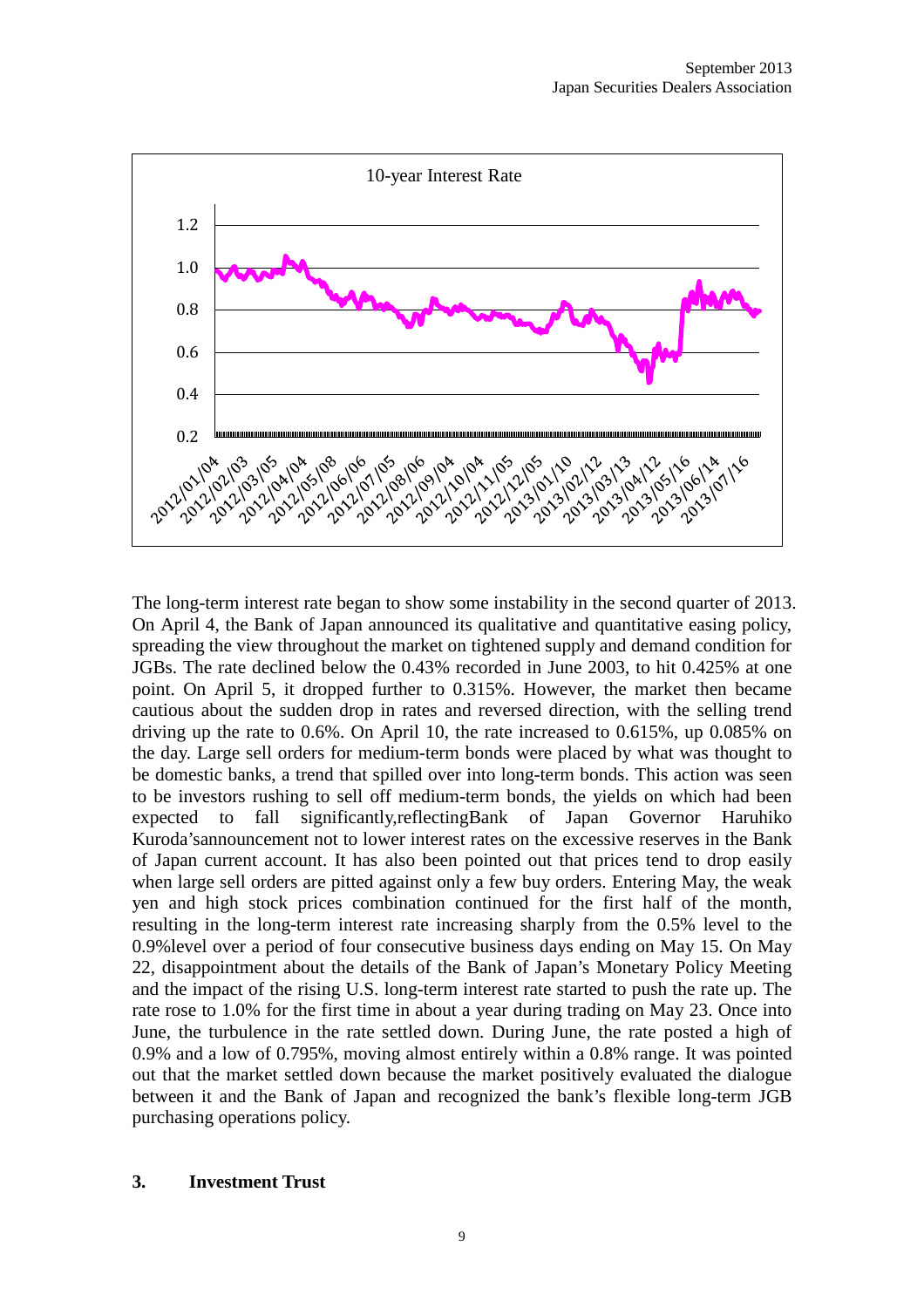The long-term interest rate began to show some instability in the second quarter of 2013. On April 4, the Bank of Japan announced its qualitative and quantitative easing policy, spreading the view throughout the market on tightened supply and demand condition for JGBs. The rate declined below the 0.43% recorded in June 2003, to hit 0.425% at one point. On April 5, it dropped further to 0.315%. However, the market then became cautious about the sudden drop in rates and reversed direction, with the selling trend driving up the rate to 0.6%. On April 10, the rate increased to 0.615%, up 0.085% on the day. Large sell orders for medium-term bonds were placed by what was thought to be domestic banks, a trend that spilled over into long-term bonds. This action was seen to be investors rushing to sell off medium-term bonds, the yields on which had been expected to fall significantly,reflectingBank of Japan Governor Haruhiko Kuroda'sannouncement not to lower interest rates on the excessive reserves in the Bank of Japan current account. It has also been pointed out that prices tend to drop easily when large sell orders are pitted against only a few buy orders. Entering May, the weak yen and high stock prices combination continued for the first half of the month, resulting in the long-term interest rate increasing sharply from the 0.5% level to the 0.9%level over a period of four consecutive business days ending on May 15. On May 22, disappointment about the details of the Bank of Japan's Monetary Policy Meeting and the impact of the rising U.S. long-term interest rate started to push the rate up. The rate rose to 1.0% for the first time in about a year during trading on May 23. Once into June, the turbulence in the rate settled down. During June, the rate posted a high of 0.9% and a low of 0.795%, moving almost entirely within a 0.8% range. It was pointed out that the market settled down because the market positively evaluated the dialogue between it and the Bank of Japan and recognized the bank's flexible long-term JGB purchasing operations policy.

## 3. Investment Trust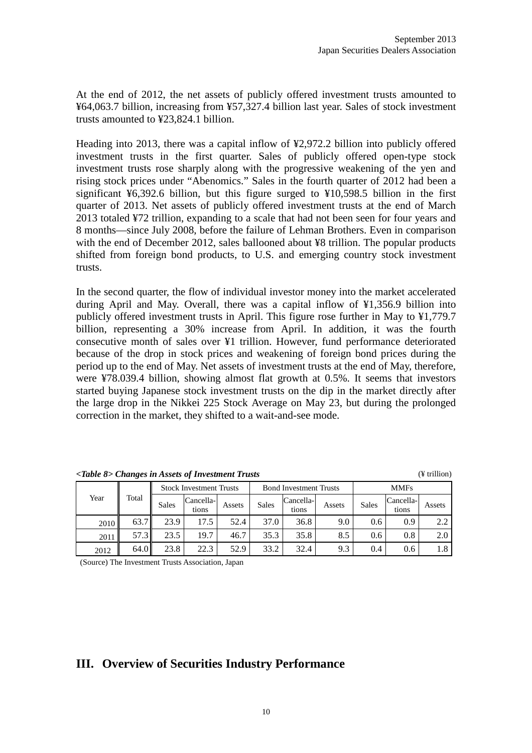At the end of 2012, the net assets of publicly offered investment trusts amounted to ¥64,063.7 billion, increasing from ¥57,327.4 billion last year. Sales of stock investment trusts amounted to ¥23,824.1 billion.

Heading into 2013, there was a capital inflow of ¥2,972.2 billion into publicly offered investment trusts in the first quarter. Sales of publicly offered open-type stock investment trusts rose sharply along with the progressive weakening of the yen and rising stock prices under "Abenomics." Sales in the fourth quarter of 2012 had been a significant ¥6,392.6 billion, but this figure surged to ¥10,598.5 billion in the first quarter of 2013. Net assets of publicly offered investment trusts at the end of March 2013 totaled ¥72 trillion, expanding to a scale that had not been seen for four years and 8 months—since July 2008, before the failure of Lehman Brothers. Even in comparison with the end of December 2012, sales ballooned about ¥8 trillion. The popular products shifted from foreign bond products, to U.S. and emerging country stock investment trusts.

In the second quarter, the flow of individual investor money into the market accelerated during April and May. Overall, there was a capital inflow of ¥1,356.9 billion into publicly offered investment trusts in April. This figure rose further in May to ¥1,779.7 billion, representing a 30% increase from April. In addition, it was the fourth consecutive month of sales over ¥1 trillion. However, fund performance deteriorated because of the drop in stock prices and weakening of foreign bond prices during the period up to the end of May. Net assets of investment trusts at the end of May, therefore, were ¥78.039.4 billion, showing almost flat growth at 0.5%. It seems that investors started buying Japanese stock investment trusts on the dip in the market directly after the large drop in the Nikkei 225 Stock Average on May 23, but during the prolonged correction in the market, they shifted to a wait-and-see mode.

***<Table 8> Changes in Assets of Investment Trusts*** (¥ trillion)

| Year | Total | Stock Investment Trusts | | | Bond Investment Trusts | | | MMFs | | |
|---|---|---|---|---|---|---|---|---|---|---|
| | | Sales | Cancella-tions | Assets | Sales | Cancella-tions | Assets | Sales | Cancella-tions | Assets |
| 2010 | 63.7 | 23.9 | 17.5 | 52.4 | 37.0 | 36.8 | 9.0 | 0.6 | 0.9 | 2.2 |
| 2011 | 57.3 | 23.5 | 19.7 | 46.7 | 35.3 | 35.8 | 8.5 | 0.6 | 0.8 | 2.0 |
| 2012 | 64.0 | 23.8 | 22.3 | 52.9 | 33.2 | 32.4 | 9.3 | 0.4 | 0.6 | 1.8 |

(Source) The Investment Trusts Association, Japan

# III. Overview of Securities Industry Performance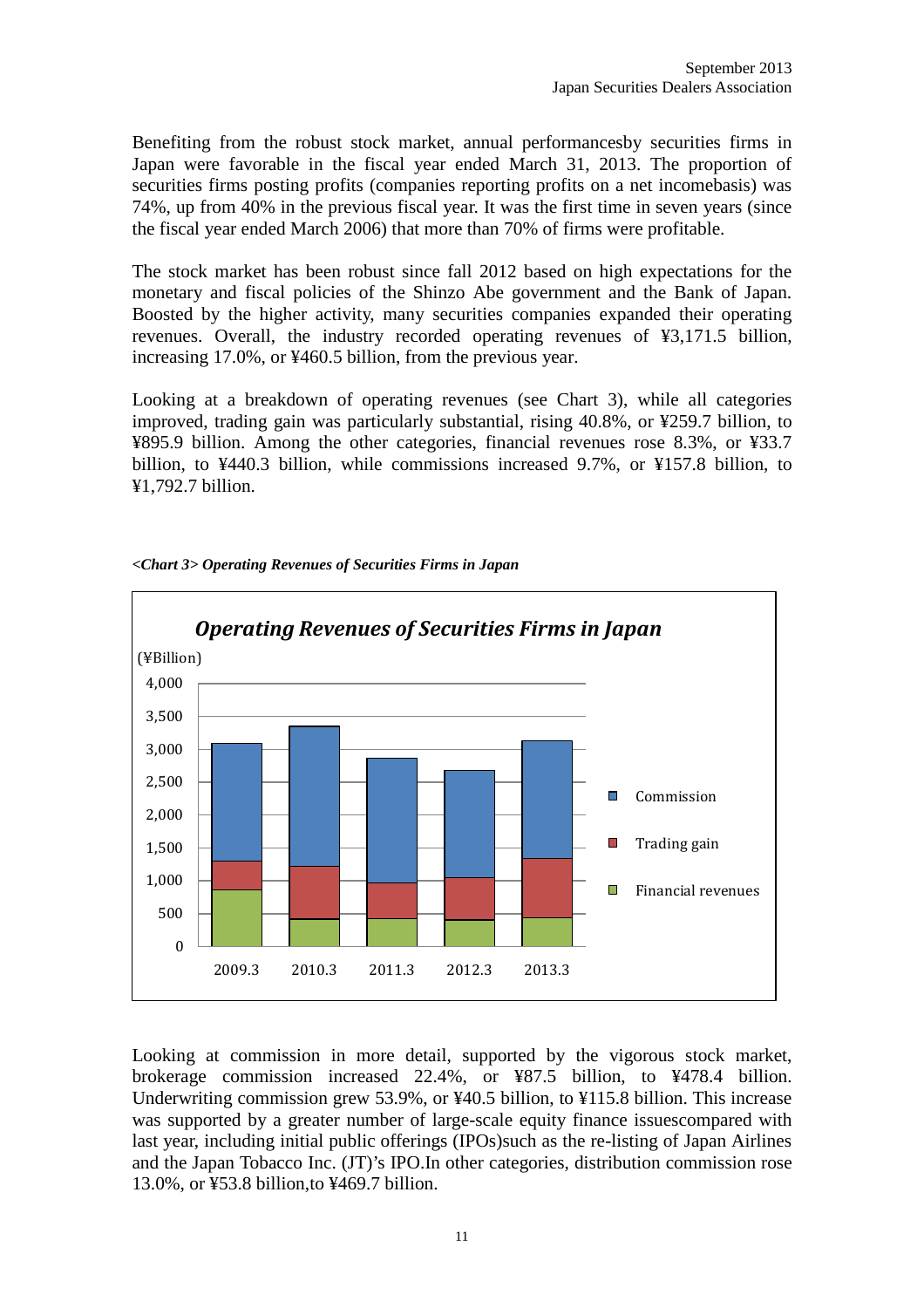September 2013
Japan Securities Dealers Association

Benefiting from the robust stock market, annual performancesby securities firms in Japan were favorable in the fiscal year ended March 31, 2013. The proportion of securities firms posting profits (companies reporting profits on a net incomebasis) was 74%, up from 40% in the previous fiscal year. It was the first time in seven years (since the fiscal year ended March 2006) that more than 70% of firms were profitable.

The stock market has been robust since fall 2012 based on high expectations for the monetary and fiscal policies of the Shinzo Abe government and the Bank of Japan. Boosted by the higher activity, many securities companies expanded their operating revenues. Overall, the industry recorded operating revenues of ¥3,171.5 billion, increasing 17.0%, or ¥460.5 billion, from the previous year.

Looking at a breakdown of operating revenues (see Chart 3), while all categories improved, trading gain was particularly substantial, rising 40.8%, or ¥259.7 billion, to ¥895.9 billion. Among the other categories, financial revenues rose 8.3%, or ¥33.7 billion, to ¥440.3 billion, while commissions increased 9.7%, or ¥157.8 billion, to ¥1,792.7 billion.

***<Chart 3> Operating Revenues of Securities Firms in Japan***

Looking at commission in more detail, supported by the vigorous stock market, brokerage commission increased 22.4%, or ¥87.5 billion, to ¥478.4 billion. Underwriting commission grew 53.9%, or ¥40.5 billion, to ¥115.8 billion. This increase was supported by a greater number of large-scale equity finance issuescompared with last year, including initial public offerings (IPOs)such as the re-listing of Japan Airlines and the Japan Tobacco Inc. (JT)'s IPO.In other categories, distribution commission rose 13.0%, or ¥53.8 billion,to ¥469.7 billion.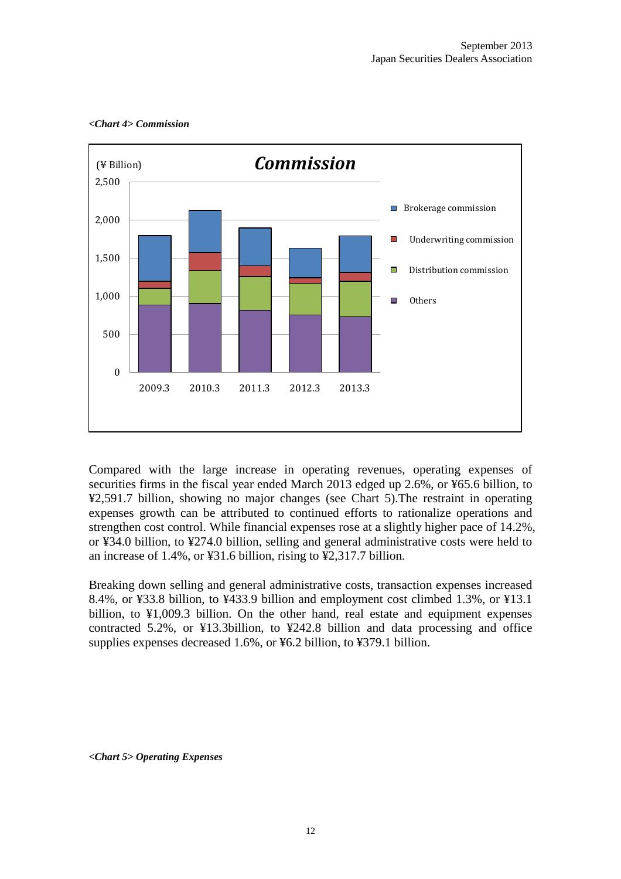*<Chart 4> Commission*

Compared with the large increase in operating revenues, operating expenses of securities firms in the fiscal year ended March 2013 edged up 2.6%, or ¥65.6 billion, to ¥2,591.7 billion, showing no major changes (see Chart 5).The restraint in operating expenses growth can be attributed to continued efforts to rationalize operations and strengthen cost control. While financial expenses rose at a slightly higher pace of 14.2%, or ¥34.0 billion, to ¥274.0 billion, selling and general administrative costs were held to an increase of 1.4%, or ¥31.6 billion, rising to ¥2,317.7 billion.

Breaking down selling and general administrative costs, transaction expenses increased 8.4%, or ¥33.8 billion, to ¥433.9 billion and employment cost climbed 1.3%, or ¥13.1 billion, to ¥1,009.3 billion. On the other hand, real estate and equipment expenses contracted 5.2%, or ¥13.3billion, to ¥242.8 billion and data processing and office supplies expenses decreased 1.6%, or ¥6.2 billion, to ¥379.1 billion.

*<Chart 5> Operating Expenses*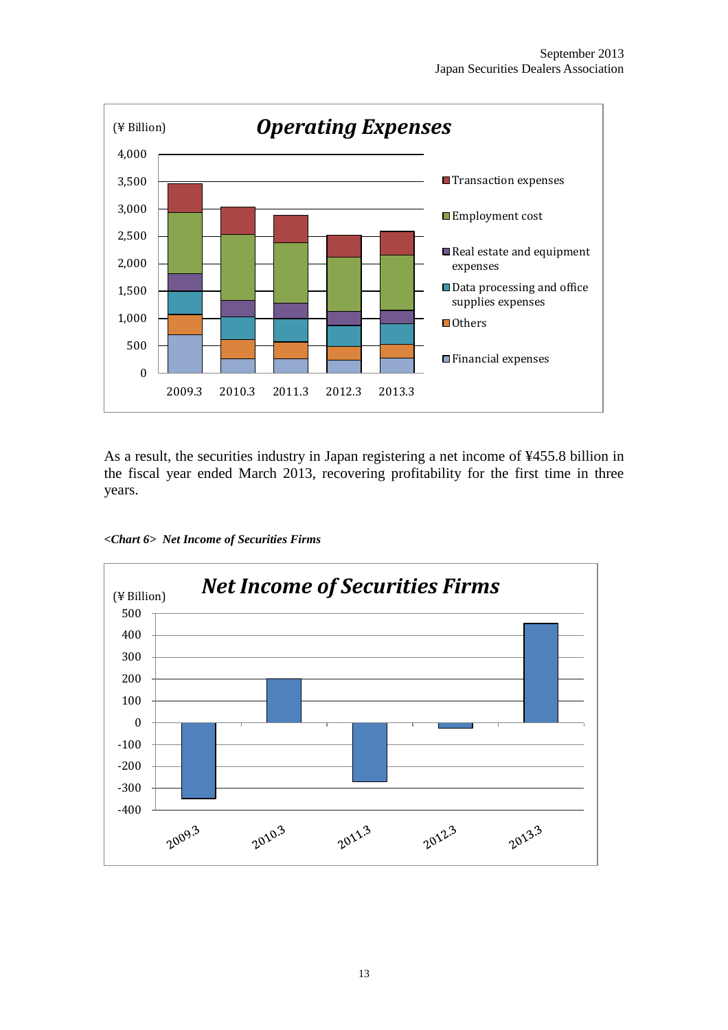**Operating Expenses**

(¥ Billion)

Legend: Transaction expenses; Employment cost; Real estate and equipment expenses; Data processing and office supplies expenses; Others; Financial expenses

Fiscal years: 2009.3, 2010.3, 2011.3, 2012.3, 2013.3

As a result, the securities industry in Japan registering a net income of ¥455.8 billion in the fiscal year ended March 2013, recovering profitability for the first time in three years.

***<Chart 6> Net Income of Securities Firms***

**Net Income of Securities Firms**

(¥ Billion)

Fiscal years: 2009.3, 2010.3, 2011.3, 2012.3, 2013.3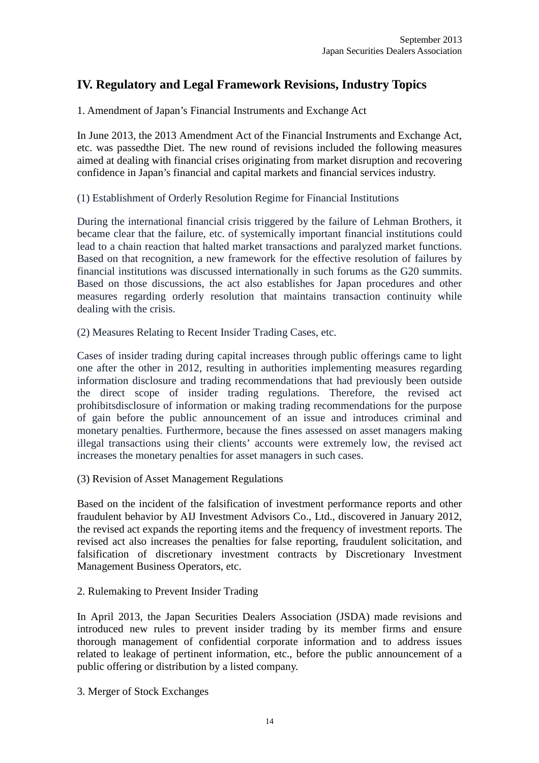# IV. Regulatory and Legal Framework Revisions, Industry Topics

1. Amendment of Japan's Financial Instruments and Exchange Act

In June 2013, the 2013 Amendment Act of the Financial Instruments and Exchange Act, etc. was passedthe Diet. The new round of revisions included the following measures aimed at dealing with financial crises originating from market disruption and recovering confidence in Japan's financial and capital markets and financial services industry.

(1) Establishment of Orderly Resolution Regime for Financial Institutions

During the international financial crisis triggered by the failure of Lehman Brothers, it became clear that the failure, etc. of systemically important financial institutions could lead to a chain reaction that halted market transactions and paralyzed market functions. Based on that recognition, a new framework for the effective resolution of failures by financial institutions was discussed internationally in such forums as the G20 summits. Based on those discussions, the act also establishes for Japan procedures and other measures regarding orderly resolution that maintains transaction continuity while dealing with the crisis.

(2) Measures Relating to Recent Insider Trading Cases, etc.

Cases of insider trading during capital increases through public offerings came to light one after the other in 2012, resulting in authorities implementing measures regarding information disclosure and trading recommendations that had previously been outside the direct scope of insider trading regulations. Therefore, the revised act prohibitsdisclosure of information or making trading recommendations for the purpose of gain before the public announcement of an issue and introduces criminal and monetary penalties. Furthermore, because the fines assessed on asset managers making illegal transactions using their clients' accounts were extremely low, the revised act increases the monetary penalties for asset managers in such cases.

(3) Revision of Asset Management Regulations

Based on the incident of the falsification of investment performance reports and other fraudulent behavior by AIJ Investment Advisors Co., Ltd., discovered in January 2012, the revised act expands the reporting items and the frequency of investment reports. The revised act also increases the penalties for false reporting, fraudulent solicitation, and falsification of discretionary investment contracts by Discretionary Investment Management Business Operators, etc.

2. Rulemaking to Prevent Insider Trading

In April 2013, the Japan Securities Dealers Association (JSDA) made revisions and introduced new rules to prevent insider trading by its member firms and ensure thorough management of confidential corporate information and to address issues related to leakage of pertinent information, etc., before the public announcement of a public offering or distribution by a listed company.

3. Merger of Stock Exchanges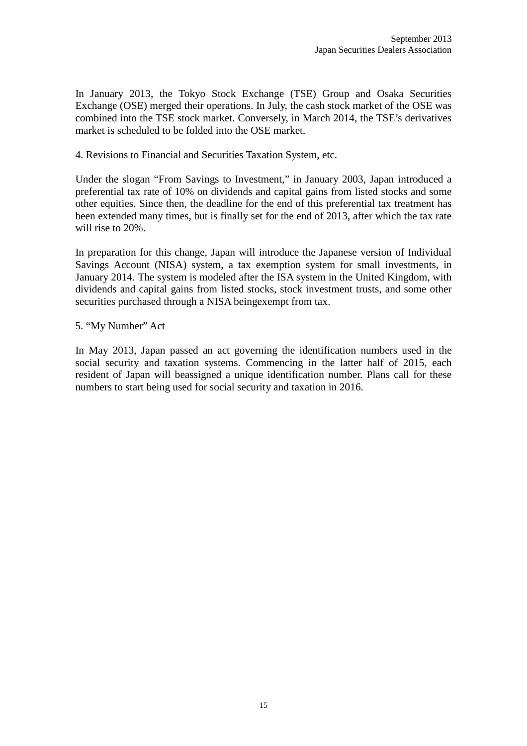In January 2013, the Tokyo Stock Exchange (TSE) Group and Osaka Securities Exchange (OSE) merged their operations. In July, the cash stock market of the OSE was combined into the TSE stock market. Conversely, in March 2014, the TSE's derivatives market is scheduled to be folded into the OSE market.

## 4. Revisions to Financial and Securities Taxation System, etc.

Under the slogan "From Savings to Investment," in January 2003, Japan introduced a preferential tax rate of 10% on dividends and capital gains from listed stocks and some other equities. Since then, the deadline for the end of this preferential tax treatment has been extended many times, but is finally set for the end of 2013, after which the tax rate will rise to 20%.

In preparation for this change, Japan will introduce the Japanese version of Individual Savings Account (NISA) system, a tax exemption system for small investments, in January 2014. The system is modeled after the ISA system in the United Kingdom, with dividends and capital gains from listed stocks, stock investment trusts, and some other securities purchased through a NISA beingexempt from tax.

## 5. "My Number" Act

In May 2013, Japan passed an act governing the identification numbers used in the social security and taxation systems. Commencing in the latter half of 2015, each resident of Japan will beassigned a unique identification number. Plans call for these numbers to start being used for social security and taxation in 2016.